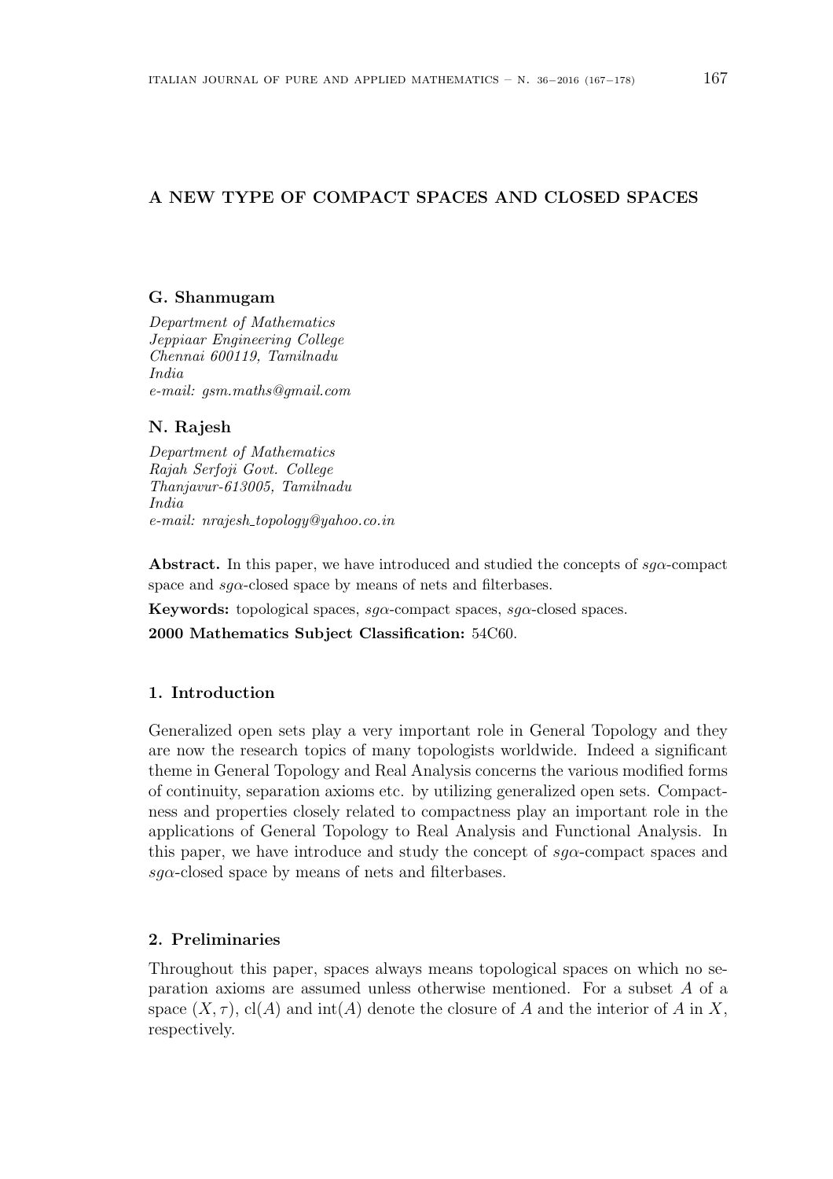# A NEW TYPE OF COMPACT SPACES AND CLOSED SPACES

**G. Shanmugam**

*Department of Mathematics*
*Jeppiaar Engineering College*
*Chennai 600119, Tamilnadu*
*India*
*e-mail: gsm.maths@gmail.com*

**N. Rajesh**

*Department of Mathematics*
*Rajah Serfoji Govt. College*
*Thanjavur-613005, Tamilnadu*
*India*
*e-mail: nrajesh_topology@yahoo.co.in*

**Abstract.** In this paper, we have introduced and studied the concepts of $sg\alpha$-compact space and $sg\alpha$-closed space by means of nets and filterbases.

**Keywords:** topological spaces, $sg\alpha$-compact spaces, $sg\alpha$-closed spaces.

**2000 Mathematics Subject Classification:** 54C60.

## 1. Introduction

Generalized open sets play a very important role in General Topology and they are now the research topics of many topologists worldwide. Indeed a significant theme in General Topology and Real Analysis concerns the various modified forms of continuity, separation axioms etc. by utilizing generalized open sets. Compactness and properties closely related to compactness play an important role in the applications of General Topology to Real Analysis and Functional Analysis. In this paper, we have introduce and study the concept of $sg\alpha$-compact spaces and $sg\alpha$-closed space by means of nets and filterbases.

## 2. Preliminaries

Throughout this paper, spaces always means topological spaces on which no separation axioms are assumed unless otherwise mentioned. For a subset $A$ of a space $(X, \tau)$, $\mathrm{cl}(A)$ and $\mathrm{int}(A)$ denote the closure of $A$ and the interior of $A$ in $X$, respectively.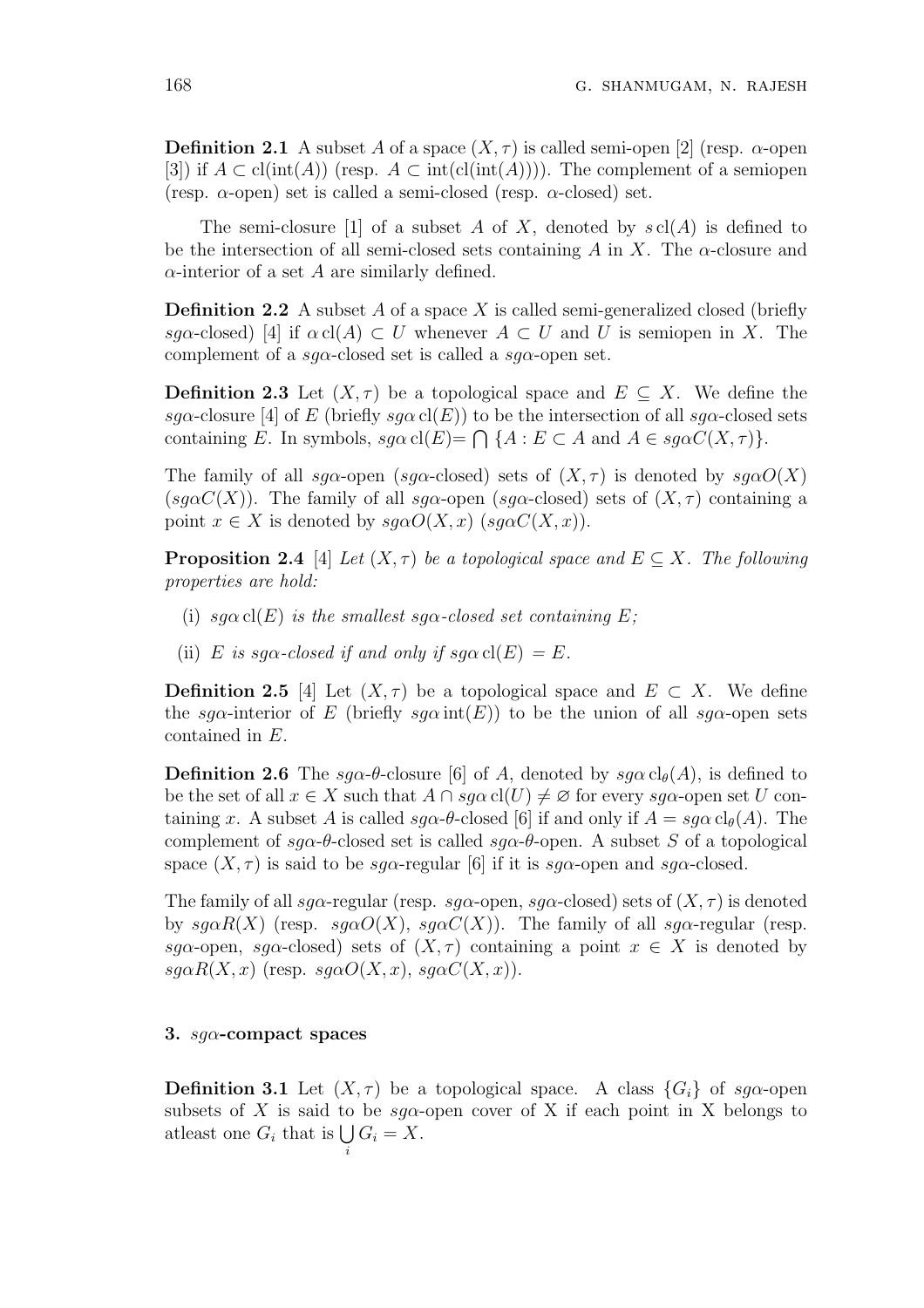**Definition 2.1** A subset $A$ of a space $(X, \tau)$ is called semi-open [2] (resp. $\alpha$-open [3]) if $A \subset \mathrm{cl}(\mathrm{int}(A))$ (resp. $A \subset \mathrm{int}(\mathrm{cl}(\mathrm{int}(A)))$). The complement of a semiopen (resp. $\alpha$-open) set is called a semi-closed (resp. $\alpha$-closed) set.

The semi-closure [1] of a subset $A$ of $X$, denoted by $s\,\mathrm{cl}(A)$ is defined to be the intersection of all semi-closed sets containing $A$ in $X$. The $\alpha$-closure and $\alpha$-interior of a set $A$ are similarly defined.

**Definition 2.2** A subset $A$ of a space $X$ is called semi-generalized closed (briefly $sg\alpha$-closed) [4] if $\alpha\,\mathrm{cl}(A) \subset U$ whenever $A \subset U$ and $U$ is semiopen in $X$. The complement of a $sg\alpha$-closed set is called a $sg\alpha$-open set.

**Definition 2.3** Let $(X, \tau)$ be a topological space and $E \subseteq X$. We define the $sg\alpha$-closure [4] of $E$ (briefly $sg\alpha\,\mathrm{cl}(E)$) to be the intersection of all $sg\alpha$-closed sets containing $E$. In symbols, $sg\alpha\,\mathrm{cl}(E)= \bigcap \{A : E \subset A \text{ and } A \in sg\alpha C(X, \tau)\}$.

The family of all $sg\alpha$-open ($sg\alpha$-closed) sets of $(X, \tau)$ is denoted by $sg\alpha O(X)$ ($sg\alpha C(X)$). The family of all $sg\alpha$-open ($sg\alpha$-closed) sets of $(X, \tau)$ containing a point $x \in X$ is denoted by $sg\alpha O(X, x)$ ($sg\alpha C(X, x)$).

**Proposition 2.4** [4] *Let $(X, \tau)$ be a topological space and $E \subseteq X$. The following properties are hold:*

- (i) *$sg\alpha\,\mathrm{cl}(E)$ is the smallest $sg\alpha$-closed set containing $E$;*
- (ii) *$E$ is $sg\alpha$-closed if and only if $sg\alpha\,\mathrm{cl}(E) = E$.*

**Definition 2.5** [4] Let $(X, \tau)$ be a topological space and $E \subset X$. We define the $sg\alpha$-interior of $E$ (briefly $sg\alpha\,\mathrm{int}(E)$) to be the union of all $sg\alpha$-open sets contained in $E$.

**Definition 2.6** The $sg\alpha$-$\theta$-closure [6] of $A$, denoted by $sg\alpha\,\mathrm{cl}_\theta(A)$, is defined to be the set of all $x \in X$ such that $A \cap sg\alpha\,\mathrm{cl}(U) \neq \varnothing$ for every $sg\alpha$-open set $U$ containing $x$. A subset $A$ is called $sg\alpha$-$\theta$-closed [6] if and only if $A = sg\alpha\,\mathrm{cl}_\theta(A)$. The complement of $sg\alpha$-$\theta$-closed set is called $sg\alpha$-$\theta$-open. A subset $S$ of a topological space $(X, \tau)$ is said to be $sg\alpha$-regular [6] if it is $sg\alpha$-open and $sg\alpha$-closed.

The family of all $sg\alpha$-regular (resp. $sg\alpha$-open, $sg\alpha$-closed) sets of $(X, \tau)$ is denoted by $sg\alpha R(X)$ (resp. $sg\alpha O(X)$, $sg\alpha C(X)$). The family of all $sg\alpha$-regular (resp. $sg\alpha$-open, $sg\alpha$-closed) sets of $(X, \tau)$ containing a point $x \in X$ is denoted by $sg\alpha R(X, x)$ (resp. $sg\alpha O(X, x)$, $sg\alpha C(X, x)$).

## 3. $sg\alpha$-compact spaces

**Definition 3.1** Let $(X, \tau)$ be a topological space. A class $\{G_i\}$ of $sg\alpha$-open subsets of $X$ is said to be $sg\alpha$-open cover of X if each point in X belongs to atleast one $G_i$ that is $\bigcup\limits_i G_i = X$.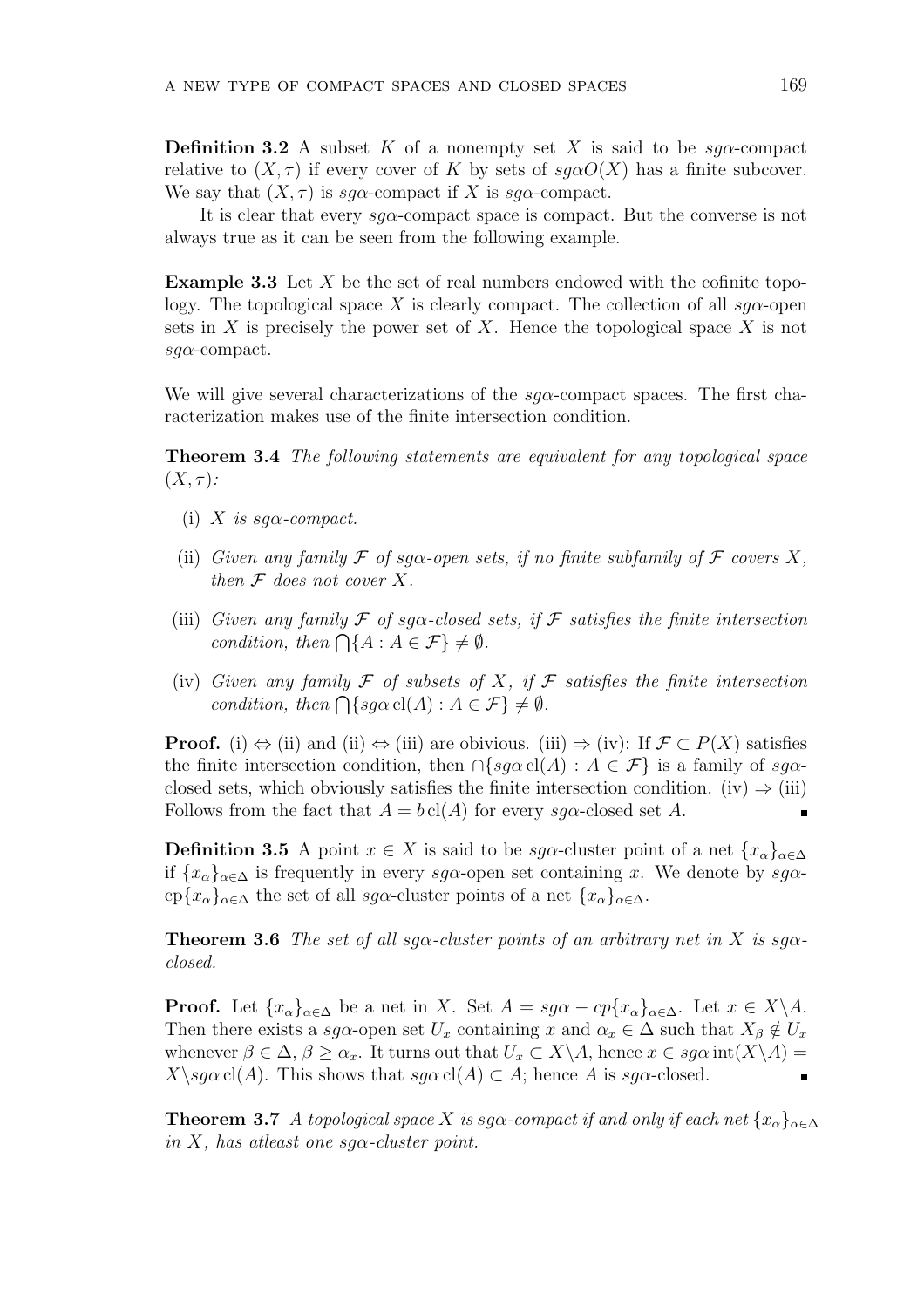**Definition 3.2** A subset $K$ of a nonempty set $X$ is said to be $sg\alpha$-compact relative to $(X, \tau)$ if every cover of $K$ by sets of $sg\alpha O(X)$ has a finite subcover. We say that $(X, \tau)$ is $sg\alpha$-compact if $X$ is $sg\alpha$-compact.

It is clear that every $sg\alpha$-compact space is compact. But the converse is not always true as it can be seen from the following example.

**Example 3.3** Let $X$ be the set of real numbers endowed with the cofinite topology. The topological space $X$ is clearly compact. The collection of all $sg\alpha$-open sets in $X$ is precisely the power set of $X$. Hence the topological space $X$ is not $sg\alpha$-compact.

We will give several characterizations of the $sg\alpha$-compact spaces. The first characterization makes use of the finite intersection condition.

**Theorem 3.4** *The following statements are equivalent for any topological space* $(X, \tau)$*:*

(i) *$X$ is $sg\alpha$-compact.*

(ii) *Given any family $\mathcal{F}$ of $sg\alpha$-open sets, if no finite subfamily of $\mathcal{F}$ covers $X$, then $\mathcal{F}$ does not cover $X$.*

(iii) *Given any family $\mathcal{F}$ of $sg\alpha$-closed sets, if $\mathcal{F}$ satisfies the finite intersection condition, then $\bigcap\{A : A \in \mathcal{F}\} \neq \emptyset$.*

(iv) *Given any family $\mathcal{F}$ of subsets of $X$, if $\mathcal{F}$ satisfies the finite intersection condition, then $\bigcap\{sg\alpha\,\mathrm{cl}(A) : A \in \mathcal{F}\} \neq \emptyset$.*

**Proof.** (i) $\Leftrightarrow$ (ii) and (ii) $\Leftrightarrow$ (iii) are obivious. (iii) $\Rightarrow$ (iv): If $\mathcal{F} \subset P(X)$ satisfies the finite intersection condition, then $\cap\{sg\alpha\,\mathrm{cl}(A) : A \in \mathcal{F}\}$ is a family of $sg\alpha$-closed sets, which obviously satisfies the finite intersection condition. (iv) $\Rightarrow$ (iii) Follows from the fact that $A = b\,\mathrm{cl}(A)$ for every $sg\alpha$-closed set $A$. ∎

**Definition 3.5** A point $x \in X$ is said to be $sg\alpha$-cluster point of a net $\{x_\alpha\}_{\alpha\in\Delta}$ if $\{x_\alpha\}_{\alpha\in\Delta}$ is frequently in every $sg\alpha$-open set containing $x$. We denote by $sg\alpha$-$\mathrm{cp}\{x_\alpha\}_{\alpha\in\Delta}$ the set of all $sg\alpha$-cluster points of a net $\{x_\alpha\}_{\alpha\in\Delta}$.

**Theorem 3.6** *The set of all $sg\alpha$-cluster points of an arbitrary net in $X$ is $sg\alpha$-closed.*

**Proof.** Let $\{x_\alpha\}_{\alpha\in\Delta}$ be a net in $X$. Set $A = sg\alpha - cp\{x_\alpha\}_{\alpha\in\Delta}$. Let $x \in X\backslash A$. Then there exists a $sg\alpha$-open set $U_x$ containing $x$ and $\alpha_x \in \Delta$ such that $X_\beta \notin U_x$ whenever $\beta \in \Delta$, $\beta \geq \alpha_x$. It turns out that $U_x \subset X\backslash A$, hence $x \in sg\alpha\,\mathrm{int}(X\backslash A) = X\backslash sg\alpha\,\mathrm{cl}(A)$. This shows that $sg\alpha\,\mathrm{cl}(A) \subset A$; hence $A$ is $sg\alpha$-closed. ∎

**Theorem 3.7** *A topological space $X$ is $sg\alpha$-compact if and only if each net $\{x_\alpha\}_{\alpha\in\Delta}$ in $X$, has atleast one $sg\alpha$-cluster point.*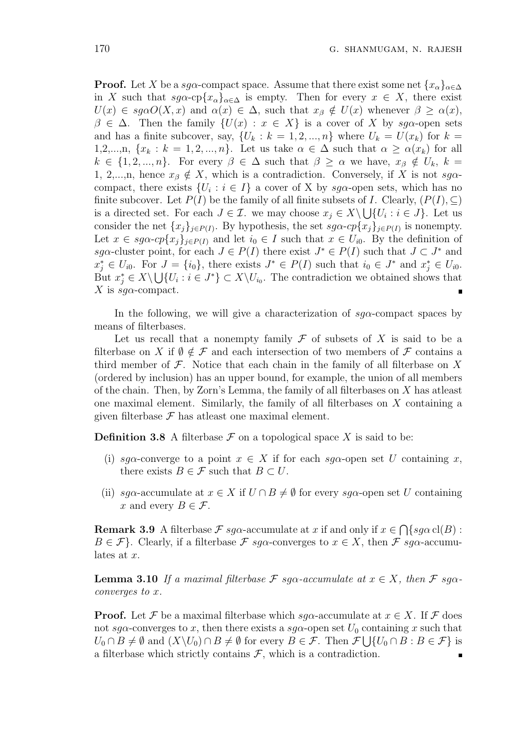**Proof.** Let $X$ be a $sg\alpha$-compact space. Assume that there exist some net $\{x_\alpha\}_{\alpha\in\Delta}$ in $X$ such that $sg\alpha$-cp$\{x_\alpha\}_{\alpha\in\Delta}$ is empty. Then for every $x \in X$, there exist $U(x) \in sg\alpha O(X, x)$ and $\alpha(x) \in \Delta$, such that $x_\beta \notin U(x)$ whenever $\beta \geq \alpha(x)$, $\beta \in \Delta$. Then the family $\{U(x) : x \in X\}$ is a cover of $X$ by $sg\alpha$-open sets and has a finite subcover, say, $\{U_k : k = 1, 2, ..., n\}$ where $U_k = U(x_k)$ for $k =$ 1,2,...,n, $\{x_k : k = 1, 2, ..., n\}$. Let us take $\alpha \in \Delta$ such that $\alpha \geq \alpha(x_k)$ for all $k \in \{1, 2, ..., n\}$. For every $\beta \in \Delta$ such that $\beta \geq \alpha$ we have, $x_\beta \notin U_k$, $k =$ 1, 2,...,n, hence $x_\beta \notin X$, which is a contradiction. Conversely, if $X$ is not $sg\alpha$-compact, there exists $\{U_i : i \in I\}$ a cover of X by $sg\alpha$-open sets, which has no finite subcover. Let $P(I)$ be the family of all finite subsets of $I$. Clearly, $(P(I), \subseteq)$ is a directed set. For each $J \in \mathcal{I}$. we may choose $x_j \in X\backslash \bigcup\{U_i : i \in J\}$. Let us consider the net $\{x_j\}_{j\in P(I)}$. By hypothesis, the set $sg\alpha$-$cp\{x_j\}_{j\in P(I)}$ is nonempty. Let $x \in sg\alpha$-$cp\{x_j\}_{j\in P(I)}$ and let $i_0 \in I$ such that $x \in U_{i0}$. By the definition of $sg\alpha$-cluster point, for each $J \in P(I)$ there exist $J^* \in P(I)$ such that $J \subset J^*$ and $x_j^* \in U_{i0}$. For $J = \{i_0\}$, there exists $J^* \in P(I)$ such that $i_0 \in J^*$ and $x_j^* \in U_{i0}$. But $x_j^* \in X\backslash \bigcup\{U_i : i \in J^*\} \subset X\backslash U_{i_0}$. The contradiction we obtained shows that $X$ is $sg\alpha$-compact. ∎

In the following, we will give a characterization of $sg\alpha$-compact spaces by means of filterbases.

Let us recall that a nonempty family $\mathcal{F}$ of subsets of $X$ is said to be a filterbase on $X$ if $\emptyset \notin \mathcal{F}$ and each intersection of two members of $\mathcal{F}$ contains a third member of $\mathcal{F}$. Notice that each chain in the family of all filterbase on $X$ (ordered by inclusion) has an upper bound, for example, the union of all members of the chain. Then, by Zorn's Lemma, the family of all filterbases on $X$ has atleast one maximal element. Similarly, the family of all filterbases on $X$ containing a given filterbase $\mathcal{F}$ has atleast one maximal element.

**Definition 3.8** A filterbase $\mathcal{F}$ on a topological space $X$ is said to be:

(i) $sg\alpha$-converge to a point $x \in X$ if for each $sg\alpha$-open set $U$ containing $x$, there exists $B \in \mathcal{F}$ such that $B \subset U$.

(ii) $sg\alpha$-accumulate at $x \in X$ if $U \cap B \neq \emptyset$ for every $sg\alpha$-open set $U$ containing $x$ and every $B \in \mathcal{F}$.

**Remark 3.9** A filterbase $\mathcal{F}$ $sg\alpha$-accumulate at $x$ if and only if $x \in \bigcap\{sg\alpha\,\mathrm{cl}(B) : B \in \mathcal{F}\}$. Clearly, if a filterbase $\mathcal{F}$ $sg\alpha$-converges to $x \in X$, then $\mathcal{F}$ $sg\alpha$-accumulates at $x$.

**Lemma 3.10** *If a maximal filterbase $\mathcal{F}$ $sg\alpha$-accumulate at $x \in X$, then $\mathcal{F}$ $sg\alpha$-converges to $x$.*

**Proof.** Let $\mathcal{F}$ be a maximal filterbase which $sg\alpha$-accumulate at $x \in X$. If $\mathcal{F}$ does not $sg\alpha$-converges to $x$, then there exists a $sg\alpha$-open set $U_0$ containing $x$ such that $U_0 \cap B \neq \emptyset$ and $(X\backslash U_0) \cap B \neq \emptyset$ for every $B \in \mathcal{F}$. Then $\mathcal{F} \bigcup\{U_0 \cap B : B \in \mathcal{F}\}$ is a filterbase which strictly contains $\mathcal{F}$, which is a contradiction. ∎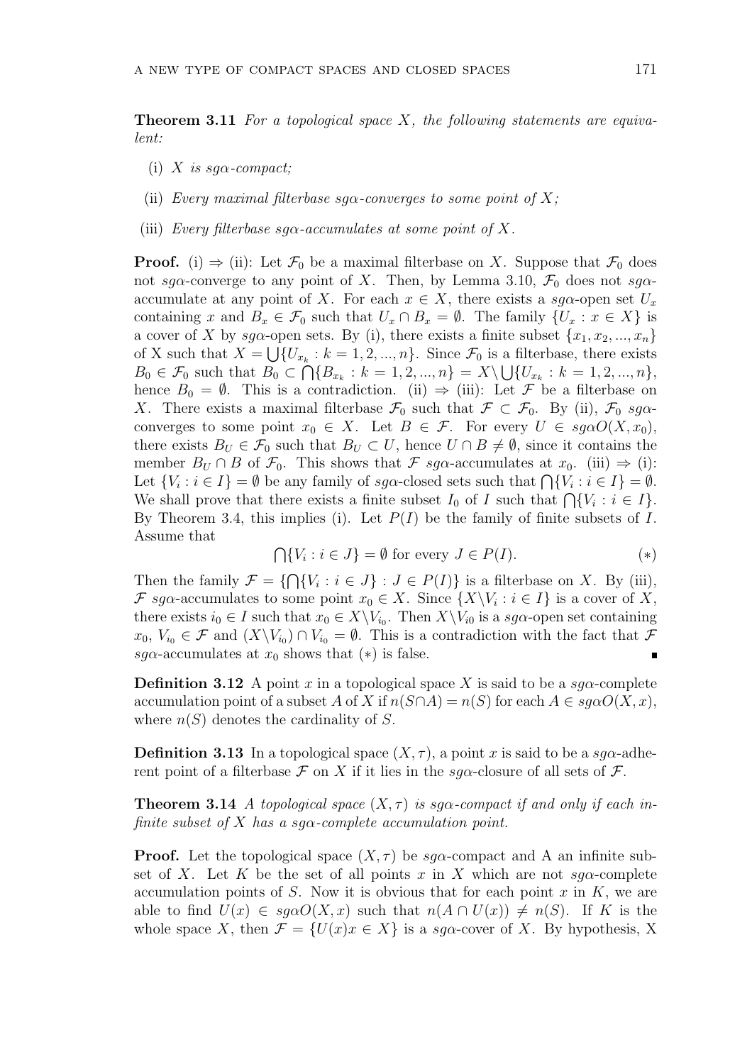**Theorem 3.11** *For a topological space $X$, the following statements are equivalent:*

(i) *$X$ is $sg\alpha$-compact;*

(ii) *Every maximal filterbase $sg\alpha$-converges to some point of $X$;*

(iii) *Every filterbase $sg\alpha$-accumulates at some point of $X$.*

**Proof.** (i) $\Rightarrow$ (ii): Let $\mathcal{F}_0$ be a maximal filterbase on $X$. Suppose that $\mathcal{F}_0$ does not $sg\alpha$-converge to any point of $X$. Then, by Lemma 3.10, $\mathcal{F}_0$ does not $sg\alpha$-accumulate at any point of $X$. For each $x \in X$, there exists a $sg\alpha$-open set $U_x$ containing $x$ and $B_x \in \mathcal{F}_0$ such that $U_x \cap B_x = \emptyset$. The family $\{U_x : x \in X\}$ is a cover of $X$ by $sg\alpha$-open sets. By (i), there exists a finite subset $\{x_1, x_2, ..., x_n\}$ of X such that $X = \bigcup\{U_{x_k} : k = 1, 2, ..., n\}$. Since $\mathcal{F}_0$ is a filterbase, there exists $B_0 \in \mathcal{F}_0$ such that $B_0 \subset \bigcap\{B_{x_k} : k = 1, 2, ..., n\} = X \setminus \bigcup\{U_{x_k} : k = 1, 2, ..., n\}$, hence $B_0 = \emptyset$. This is a contradiction. (ii) $\Rightarrow$ (iii): Let $\mathcal{F}$ be a filterbase on $X$. There exists a maximal filterbase $\mathcal{F}_0$ such that $\mathcal{F} \subset \mathcal{F}_0$. By (ii), $\mathcal{F}_0$ $sg\alpha$-converges to some point $x_0 \in X$. Let $B \in \mathcal{F}$. For every $U \in sg\alpha O(X, x_0)$, there exists $B_U \in \mathcal{F}_0$ such that $B_U \subset U$, hence $U \cap B \neq \emptyset$, since it contains the member $B_U \cap B$ of $\mathcal{F}_0$. This shows that $\mathcal{F}$ $sg\alpha$-accumulates at $x_0$. (iii) $\Rightarrow$ (i): Let $\{V_i : i \in I\} = \emptyset$ be any family of $sg\alpha$-closed sets such that $\bigcap\{V_i : i \in I\} = \emptyset$. We shall prove that there exists a finite subset $I_0$ of $I$ such that $\bigcap\{V_i : i \in I\}$. By Theorem 3.4, this implies (i). Let $P(I)$ be the family of finite subsets of $I$. Assume that

$$\bigcap\{V_i : i \in J\} = \emptyset \text{ for every } J \in P(I). \qquad (*)$$

Then the family $\mathcal{F} = \{\bigcap\{V_i : i \in J\} : J \in P(I)\}$ is a filterbase on $X$. By (iii), $\mathcal{F}$ $sg\alpha$-accumulates to some point $x_0 \in X$. Since $\{X \setminus V_i : i \in I\}$ is a cover of $X$, there exists $i_0 \in I$ such that $x_0 \in X \setminus V_{i_0}$. Then $X \setminus V_{i0}$ is a $sg\alpha$-open set containing $x_0$, $V_{i_0} \in \mathcal{F}$ and $(X \setminus V_{i_0}) \cap V_{i_0} = \emptyset$. This is a contradiction with the fact that $\mathcal{F}$ $sg\alpha$-accumulates at $x_0$ shows that $(*)$ is false. ∎

**Definition 3.12** A point $x$ in a topological space $X$ is said to be a $sg\alpha$-complete accumulation point of a subset $A$ of $X$ if $n(S \cap A) = n(S)$ for each $A \in sg\alpha O(X, x)$, where $n(S)$ denotes the cardinality of $S$.

**Definition 3.13** In a topological space $(X, \tau)$, a point $x$ is said to be a $sg\alpha$-adherent point of a filterbase $\mathcal{F}$ on $X$ if it lies in the $sg\alpha$-closure of all sets of $\mathcal{F}$.

**Theorem 3.14** *A topological space $(X, \tau)$ is $sg\alpha$-compact if and only if each infinite subset of $X$ has a $sg\alpha$-complete accumulation point.*

**Proof.** Let the topological space $(X, \tau)$ be $sg\alpha$-compact and A an infinite subset of $X$. Let $K$ be the set of all points $x$ in $X$ which are not $sg\alpha$-complete accumulation points of $S$. Now it is obvious that for each point $x$ in $K$, we are able to find $U(x) \in sg\alpha O(X, x)$ such that $n(A \cap U(x)) \neq n(S)$. If $K$ is the whole space $X$, then $\mathcal{F} = \{U(x)x \in X\}$ is a $sg\alpha$-cover of $X$. By hypothesis, X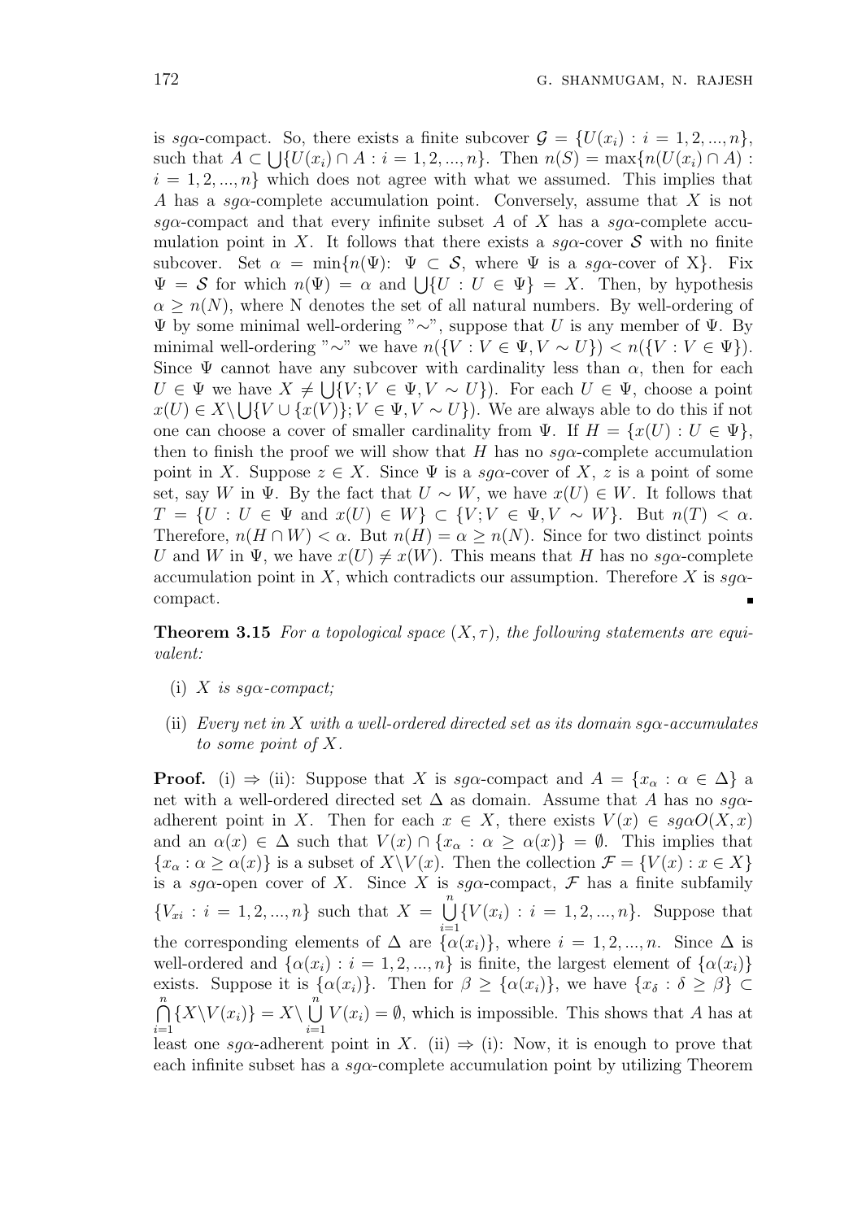is $sg\alpha$-compact. So, there exists a finite subcover $\mathcal{G} = \{U(x_i) : i = 1, 2, ..., n\}$, such that $A \subset \bigcup\{U(x_i) \cap A : i = 1, 2, ..., n\}$. Then $n(S) = \max\{n(U(x_i) \cap A) : i = 1, 2, ..., n\}$ which does not agree with what we assumed. This implies that $A$ has a $sg\alpha$-complete accumulation point. Conversely, assume that $X$ is not $sg\alpha$-compact and that every infinite subset $A$ of $X$ has a $sg\alpha$-complete accumulation point in $X$. It follows that there exists a $sg\alpha$-cover $\mathcal{S}$ with no finite subcover. Set $\alpha = \min\{n(\Psi)$: $\Psi \subset \mathcal{S}$, where $\Psi$ is a $sg\alpha$-cover of X$\}$. Fix $\Psi = \mathcal{S}$ for which $n(\Psi) = \alpha$ and $\bigcup\{U : U \in \Psi\} = X$. Then, by hypothesis $\alpha \geq n(N)$, where N denotes the set of all natural numbers. By well-ordering of $\Psi$ by some minimal well-ordering "$\sim$", suppose that $U$ is any member of $\Psi$. By minimal well-ordering "$\sim$" we have $n(\{V : V \in \Psi, V \sim U\}) < n(\{V : V \in \Psi\})$. Since $\Psi$ cannot have any subcover with cardinality less than $\alpha$, then for each $U \in \Psi$ we have $X \neq \bigcup\{V; V \in \Psi, V \sim U\})$. For each $U \in \Psi$, choose a point $x(U) \in X \backslash \bigcup\{V \cup \{x(V)\}; V \in \Psi, V \sim U\})$. We are always able to do this if not one can choose a cover of smaller cardinality from $\Psi$. If $H = \{x(U) : U \in \Psi\}$, then to finish the proof we will show that $H$ has no $sg\alpha$-complete accumulation point in $X$. Suppose $z \in X$. Since $\Psi$ is a $sg\alpha$-cover of $X$, $z$ is a point of some set, say $W$ in $\Psi$. By the fact that $U \sim W$, we have $x(U) \in W$. It follows that $T = \{U : U \in \Psi \text{ and } x(U) \in W\} \subset \{V; V \in \Psi, V \sim W\}$. But $n(T) < \alpha$. Therefore, $n(H \cap W) < \alpha$. But $n(H) = \alpha \geq n(N)$. Since for two distinct points $U$ and $W$ in $\Psi$, we have $x(U) \neq x(W)$. This means that $H$ has no $sg\alpha$-complete accumulation point in $X$, which contradicts our assumption. Therefore $X$ is $sg\alpha$-compact. ∎

**Theorem 3.15** *For a topological space $(X, \tau)$, the following statements are equivalent:*

(i) *$X$ is $sg\alpha$-compact;*

(ii) *Every net in $X$ with a well-ordered directed set as its domain $sg\alpha$-accumulates to some point of $X$.*

**Proof.** (i) $\Rightarrow$ (ii): Suppose that $X$ is $sg\alpha$-compact and $A = \{x_\alpha : \alpha \in \Delta\}$ a net with a well-ordered directed set $\Delta$ as domain. Assume that $A$ has no $sg\alpha$-adherent point in $X$. Then for each $x \in X$, there exists $V(x) \in sg\alpha O(X, x)$ and an $\alpha(x) \in \Delta$ such that $V(x) \cap \{x_\alpha : \alpha \geq \alpha(x)\} = \emptyset$. This implies that $\{x_\alpha : \alpha \geq \alpha(x)\}$ is a subset of $X \backslash V(x)$. Then the collection $\mathcal{F} = \{V(x) : x \in X\}$ is a $sg\alpha$-open cover of $X$. Since $X$ is $sg\alpha$-compact, $\mathcal{F}$ has a finite subfamily $\{V_{xi} : i = 1, 2, ..., n\}$ such that $X = \bigcup_{i=1}^{n}\{V(x_i) : i = 1, 2, ..., n\}$. Suppose that the corresponding elements of $\Delta$ are $\{\alpha(x_i)\}$, where $i = 1, 2, ..., n$. Since $\Delta$ is well-ordered and $\{\alpha(x_i) : i = 1, 2, ..., n\}$ is finite, the largest element of $\{\alpha(x_i)\}$ exists. Suppose it is $\{\alpha(x_i)\}$. Then for $\beta \geq \{\alpha(x_i)\}$, we have $\{x_\delta : \delta \geq \beta\} \subset \bigcap_{i=1}^{n}\{X \backslash V(x_i)\} = X \backslash \bigcup_{i=1}^{n} V(x_i) = \emptyset$, which is impossible. This shows that $A$ has at least one $sg\alpha$-adherent point in $X$. (ii) $\Rightarrow$ (i): Now, it is enough to prove that each infinite subset has a $sg\alpha$-complete accumulation point by utilizing Theorem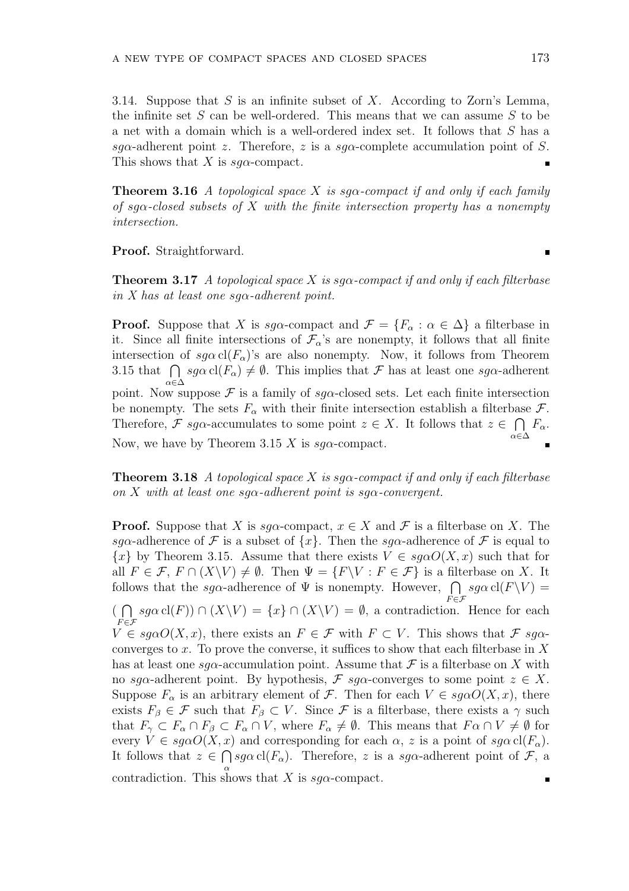3.14. Suppose that $S$ is an infinite subset of $X$. According to Zorn's Lemma, the infinite set $S$ can be well-ordered. This means that we can assume $S$ to be a net with a domain which is a well-ordered index set. It follows that $S$ has a $sg\alpha$-adherent point $z$. Therefore, $z$ is a $sg\alpha$-complete accumulation point of $S$. This shows that $X$ is $sg\alpha$-compact. ∎

**Theorem 3.16** *A topological space $X$ is $sg\alpha$-compact if and only if each family of $sg\alpha$-closed subsets of $X$ with the finite intersection property has a nonempty intersection.*

**Proof.** Straightforward. ∎

**Theorem 3.17** *A topological space $X$ is $sg\alpha$-compact if and only if each filterbase in $X$ has at least one $sg\alpha$-adherent point.*

**Proof.** Suppose that $X$ is $sg\alpha$-compact and $\mathcal{F} = \{F_\alpha : \alpha \in \Delta\}$ a filterbase in it. Since all finite intersections of $\mathcal{F}_\alpha$'s are nonempty, it follows that all finite intersection of $sg\alpha\,\mathrm{cl}(F_\alpha)$'s are also nonempty. Now, it follows from Theorem 3.15 that $\bigcap_{\alpha\in\Delta} sg\alpha\,\mathrm{cl}(F_\alpha) \neq \emptyset$. This implies that $\mathcal{F}$ has at least one $sg\alpha$-adherent point. Now suppose $\mathcal{F}$ is a family of $sg\alpha$-closed sets. Let each finite intersection be nonempty. The sets $F_\alpha$ with their finite intersection establish a filterbase $\mathcal{F}$. Therefore, $\mathcal{F}$ $sg\alpha$-accumulates to some point $z \in X$. It follows that $z \in \bigcap_{\alpha\in\Delta} F_\alpha$. Now, we have by Theorem 3.15 $X$ is $sg\alpha$-compact. ∎

**Theorem 3.18** *A topological space $X$ is $sg\alpha$-compact if and only if each filterbase on $X$ with at least one $sg\alpha$-adherent point is $sg\alpha$-convergent.*

**Proof.** Suppose that $X$ is $sg\alpha$-compact, $x \in X$ and $\mathcal{F}$ is a filterbase on $X$. The $sg\alpha$-adherence of $\mathcal{F}$ is a subset of $\{x\}$. Then the $sg\alpha$-adherence of $\mathcal{F}$ is equal to $\{x\}$ by Theorem 3.15. Assume that there exists $V \in sg\alpha O(X, x)$ such that for all $F \in \mathcal{F}$, $F \cap (X\backslash V) \neq \emptyset$. Then $\Psi = \{F\backslash V : F \in \mathcal{F}\}$ is a filterbase on $X$. It follows that the $sg\alpha$-adherence of $\Psi$ is nonempty. However, $\bigcap_{F\in\mathcal{F}} sg\alpha\,\mathrm{cl}(F\backslash V) = (\bigcap_{F\in\mathcal{F}} sg\alpha\,\mathrm{cl}(F)) \cap (X\backslash V) = \{x\} \cap (X\backslash V) = \emptyset$, a contradiction. Hence for each $V \in sg\alpha O(X, x)$, there exists an $F \in \mathcal{F}$ with $F \subset V$. This shows that $\mathcal{F}$ $sg\alpha$-converges to $x$. To prove the converse, it suffices to show that each filterbase in $X$ has at least one $sg\alpha$-accumulation point. Assume that $\mathcal{F}$ is a filterbase on $X$ with no $sg\alpha$-adherent point. By hypothesis, $\mathcal{F}$ $sg\alpha$-converges to some point $z \in X$. Suppose $F_\alpha$ is an arbitrary element of $\mathcal{F}$. Then for each $V \in sg\alpha O(X, x)$, there exists $F_\beta \in \mathcal{F}$ such that $F_\beta \subset V$. Since $\mathcal{F}$ is a filterbase, there exists a $\gamma$ such that $F_\gamma \subset F_\alpha \cap F_\beta \subset F_\alpha \cap V$, where $F_\alpha \neq \emptyset$. This means that $F\alpha \cap V \neq \emptyset$ for every $V \in sg\alpha O(X, x)$ and corresponding for each $\alpha$, $z$ is a point of $sg\alpha\,\mathrm{cl}(F_\alpha)$. It follows that $z \in \bigcap_{\alpha} sg\alpha\,\mathrm{cl}(F_\alpha)$. Therefore, $z$ is a $sg\alpha$-adherent point of $\mathcal{F}$, a contradiction. This shows that $X$ is $sg\alpha$-compact. ∎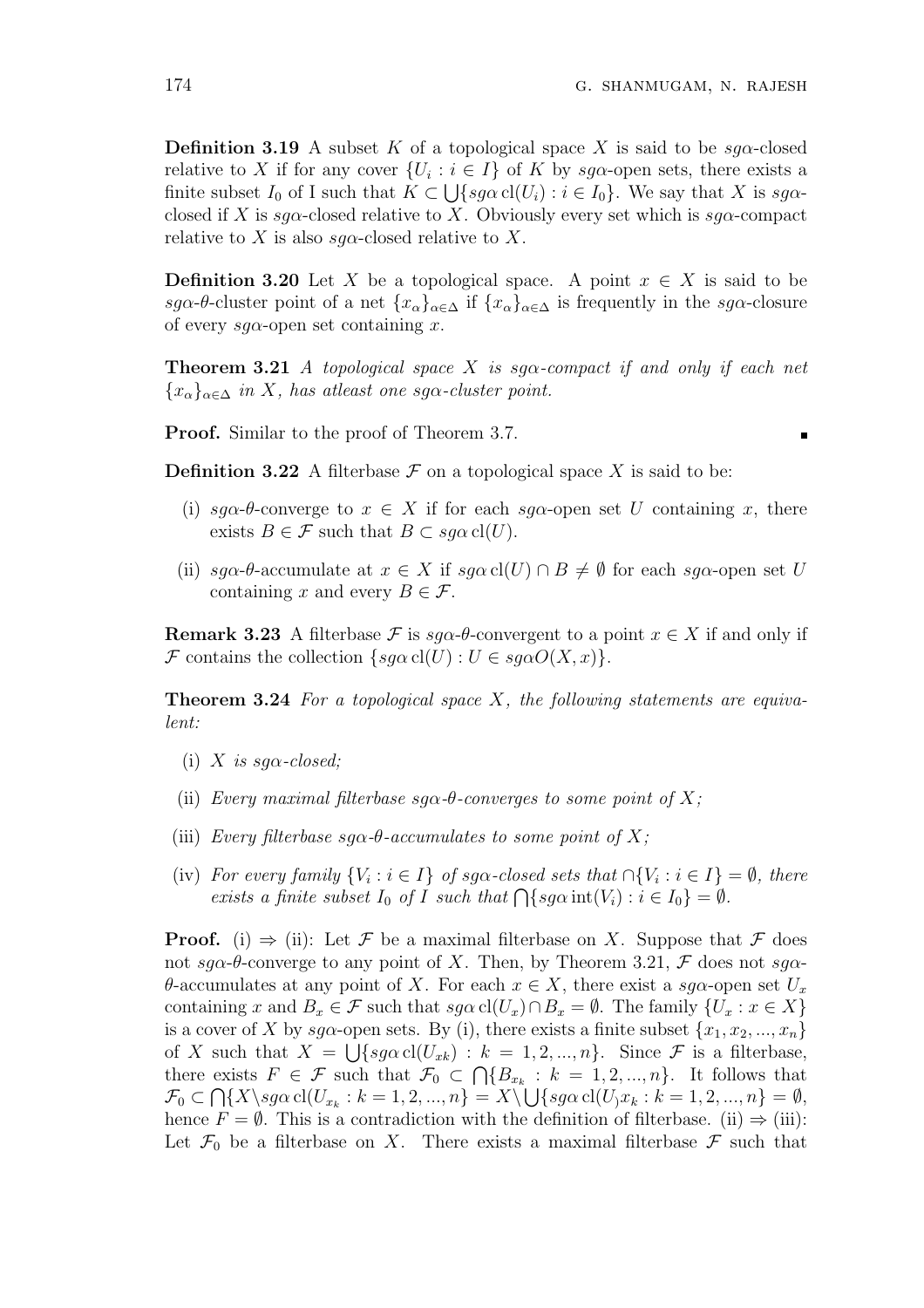**Definition 3.19** A subset $K$ of a topological space $X$ is said to be $sg\alpha$-closed relative to $X$ if for any cover $\{U_i : i \in I\}$ of $K$ by $sg\alpha$-open sets, there exists a finite subset $I_0$ of I such that $K \subset \bigcup\{sg\alpha\,\mathrm{cl}(U_i) : i \in I_0\}$. We say that $X$ is $sg\alpha$-closed if $X$ is $sg\alpha$-closed relative to $X$. Obviously every set which is $sg\alpha$-compact relative to $X$ is also $sg\alpha$-closed relative to $X$.

**Definition 3.20** Let $X$ be a topological space. A point $x \in X$ is said to be $sg\alpha$-$\theta$-cluster point of a net $\{x_\alpha\}_{\alpha\in\Delta}$ if $\{x_\alpha\}_{\alpha\in\Delta}$ is frequently in the $sg\alpha$-closure of every $sg\alpha$-open set containing $x$.

**Theorem 3.21** *A topological space $X$ is $sg\alpha$-compact if and only if each net $\{x_\alpha\}_{\alpha\in\Delta}$ in $X$, has atleast one $sg\alpha$-cluster point.*

**Proof.** Similar to the proof of Theorem 3.7. ∎

**Definition 3.22** A filterbase $\mathcal{F}$ on a topological space $X$ is said to be:

(i) $sg\alpha$-$\theta$-converge to $x \in X$ if for each $sg\alpha$-open set $U$ containing $x$, there exists $B \in \mathcal{F}$ such that $B \subset sg\alpha\,\mathrm{cl}(U)$.

(ii) $sg\alpha$-$\theta$-accumulate at $x \in X$ if $sg\alpha\,\mathrm{cl}(U) \cap B \neq \emptyset$ for each $sg\alpha$-open set $U$ containing $x$ and every $B \in \mathcal{F}$.

**Remark 3.23** A filterbase $\mathcal{F}$ is $sg\alpha$-$\theta$-convergent to a point $x \in X$ if and only if $\mathcal{F}$ contains the collection $\{sg\alpha\,\mathrm{cl}(U) : U \in sg\alpha O(X, x)\}$.

**Theorem 3.24** *For a topological space $X$, the following statements are equivalent:*

(i) *$X$ is $sg\alpha$-closed;*

(ii) *Every maximal filterbase $sg\alpha$-$\theta$-converges to some point of $X$;*

(iii) *Every filterbase $sg\alpha$-$\theta$-accumulates to some point of $X$;*

(iv) *For every family $\{V_i : i \in I\}$ of $sg\alpha$-closed sets that $\cap\{V_i : i \in I\} = \emptyset$, there exists a finite subset $I_0$ of $I$ such that $\bigcap\{sg\alpha\,\mathrm{int}(V_i) : i \in I_0\} = \emptyset$.*

**Proof.** (i) $\Rightarrow$ (ii): Let $\mathcal{F}$ be a maximal filterbase on $X$. Suppose that $\mathcal{F}$ does not $sg\alpha$-$\theta$-converge to any point of $X$. Then, by Theorem 3.21, $\mathcal{F}$ does not $sg\alpha$-$\theta$-accumulates at any point of $X$. For each $x \in X$, there exist a $sg\alpha$-open set $U_x$ containing $x$ and $B_x \in \mathcal{F}$ such that $sg\alpha\,\mathrm{cl}(U_x) \cap B_x = \emptyset$. The family $\{U_x : x \in X\}$ is a cover of $X$ by $sg\alpha$-open sets. By (i), there exists a finite subset $\{x_1, x_2, ..., x_n\}$ of $X$ such that $X = \bigcup\{sg\alpha\,\mathrm{cl}(U_{xk}) : k = 1, 2, ..., n\}$. Since $\mathcal{F}$ is a filterbase, there exists $F \in \mathcal{F}$ such that $\mathcal{F}_0 \subset \bigcap\{B_{x_k} : k = 1, 2, ..., n\}$. It follows that $\mathcal{F}_0 \subset \bigcap\{X\backslash sg\alpha\,\mathrm{cl}(U_{x_k} : k = 1, 2, ..., n\} = X\backslash \bigcup\{sg\alpha\,\mathrm{cl}(U_) x_k : k = 1, 2, ..., n\} = \emptyset$, hence $F = \emptyset$. This is a contradiction with the definition of filterbase. (ii) $\Rightarrow$ (iii): Let $\mathcal{F}_0$ be a filterbase on $X$. There exists a maximal filterbase $\mathcal{F}$ such that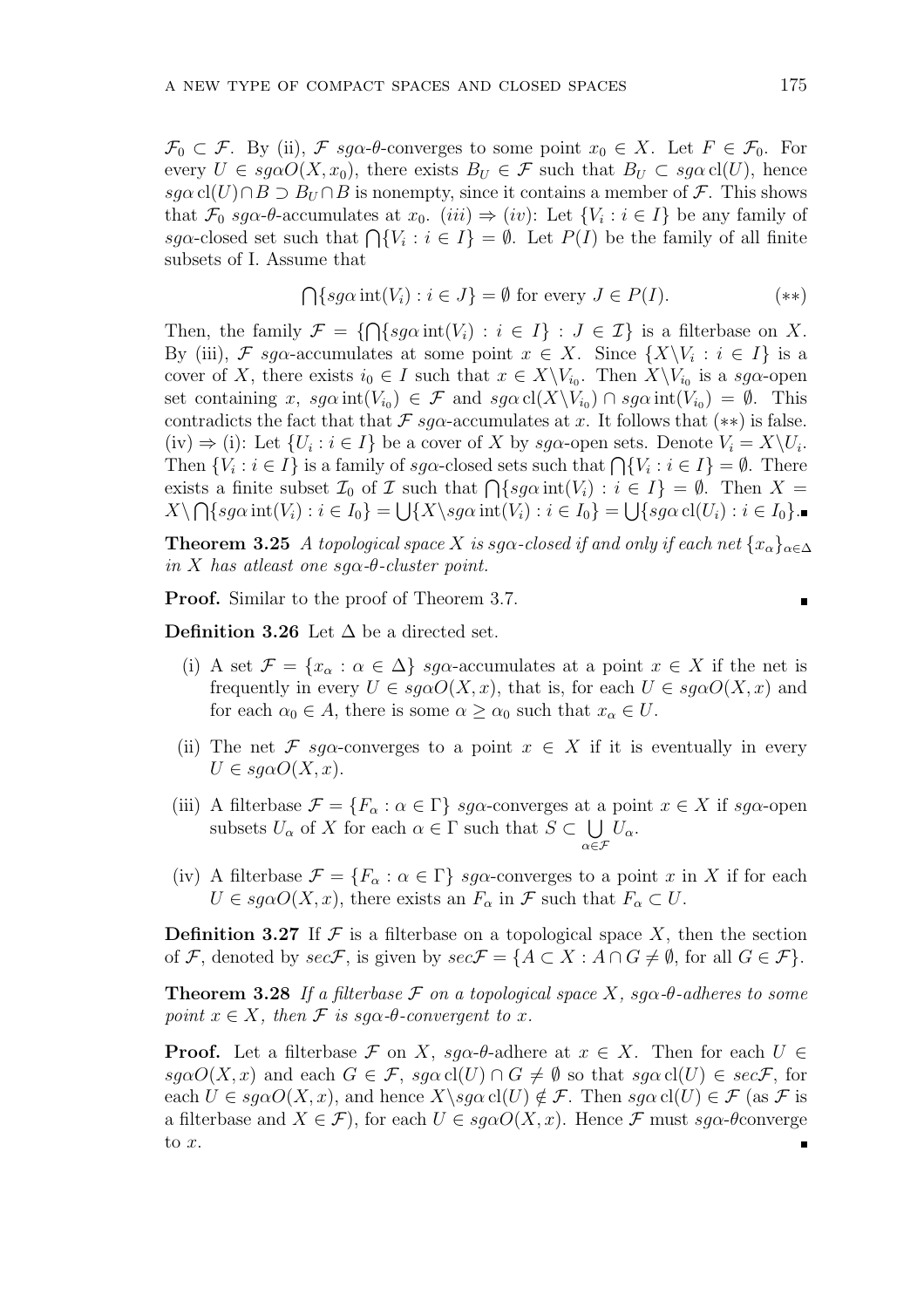$\mathcal{F}_0 \subset \mathcal{F}$. By (ii), $\mathcal{F}$ $sg\alpha$-$\theta$-converges to some point $x_0 \in X$. Let $F \in \mathcal{F}_0$. For every $U \in sg\alpha O(X, x_0)$, there exists $B_U \in \mathcal{F}$ such that $B_U \subset sg\alpha\,\mathrm{cl}(U)$, hence $sg\alpha\,\mathrm{cl}(U) \cap B \supset B_U \cap B$ is nonempty, since it contains a member of $\mathcal{F}$. This shows that $\mathcal{F}_0$ $sg\alpha$-$\theta$-accumulates at $x_0$. $(iii) \Rightarrow (iv)$: Let $\{V_i : i \in I\}$ be any family of $sg\alpha$-closed set such that $\bigcap\{V_i : i \in I\} = \emptyset$. Let $P(I)$ be the family of all finite subsets of I. Assume that

$$\bigcap\{sg\alpha\,\mathrm{int}(V_i) : i \in J\} = \emptyset \text{ for every } J \in P(I). \qquad (**)$$

Then, the family $\mathcal{F} = \{\bigcap\{sg\alpha\,\mathrm{int}(V_i) : i \in I\} : J \in \mathcal{I}\}$ is a filterbase on $X$. By (iii), $\mathcal{F}$ $sg\alpha$-accumulates at some point $x \in X$. Since $\{X \backslash V_i : i \in I\}$ is a cover of $X$, there exists $i_0 \in I$ such that $x \in X \backslash V_{i_0}$. Then $X \backslash V_{i_0}$ is a $sg\alpha$-open set containing $x$, $sg\alpha\,\mathrm{int}(V_{i_0}) \in \mathcal{F}$ and $sg\alpha\,\mathrm{cl}(X \backslash V_{i_0}) \cap sg\alpha\,\mathrm{int}(V_{i_0}) = \emptyset$. This contradicts the fact that that $\mathcal{F}$ $sg\alpha$-accumulates at $x$. It follows that $(**)$ is false. (iv) $\Rightarrow$ (i): Let $\{U_i : i \in I\}$ be a cover of $X$ by $sg\alpha$-open sets. Denote $V_i = X \backslash U_i$. Then $\{V_i : i \in I\}$ is a family of $sg\alpha$-closed sets such that $\bigcap\{V_i : i \in I\} = \emptyset$. There exists a finite subset $\mathcal{I}_0$ of $\mathcal{I}$ such that $\bigcap\{sg\alpha\,\mathrm{int}(V_i) : i \in I\} = \emptyset$. Then $X = X \backslash \bigcap\{sg\alpha\,\mathrm{int}(V_i) : i \in I_0\} = \bigcup\{X \backslash sg\alpha\,\mathrm{int}(V_i) : i \in I_0\} = \bigcup\{sg\alpha\,\mathrm{cl}(U_i) : i \in I_0\}$. ∎

**Theorem 3.25** *A topological space $X$ is $sg\alpha$-closed if and only if each net $\{x_\alpha\}_{\alpha \in \Delta}$ in $X$ has atleast one $sg\alpha$-$\theta$-cluster point.*

**Proof.** Similar to the proof of Theorem 3.7. ∎

**Definition 3.26** Let $\Delta$ be a directed set.

(i) A set $\mathcal{F} = \{x_\alpha : \alpha \in \Delta\}$ $sg\alpha$-accumulates at a point $x \in X$ if the net is frequently in every $U \in sg\alpha O(X, x)$, that is, for each $U \in sg\alpha O(X, x)$ and for each $\alpha_0 \in A$, there is some $\alpha \geq \alpha_0$ such that $x_\alpha \in U$.

(ii) The net $\mathcal{F}$ $sg\alpha$-converges to a point $x \in X$ if it is eventually in every $U \in sg\alpha O(X, x)$.

(iii) A filterbase $\mathcal{F} = \{F_\alpha : \alpha \in \Gamma\}$ $sg\alpha$-converges at a point $x \in X$ if $sg\alpha$-open subsets $U_\alpha$ of $X$ for each $\alpha \in \Gamma$ such that $S \subset \bigcup_{\alpha \in \mathcal{F}} U_\alpha$.

(iv) A filterbase $\mathcal{F} = \{F_\alpha : \alpha \in \Gamma\}$ $sg\alpha$-converges to a point $x$ in $X$ if for each $U \in sg\alpha O(X, x)$, there exists an $F_\alpha$ in $\mathcal{F}$ such that $F_\alpha \subset U$.

**Definition 3.27** If $\mathcal{F}$ is a filterbase on a topological space $X$, then the section of $\mathcal{F}$, denoted by $sec\mathcal{F}$, is given by $sec\mathcal{F} = \{A \subset X : A \cap G \neq \emptyset$, for all $G \in \mathcal{F}\}$.

**Theorem 3.28** *If a filterbase $\mathcal{F}$ on a topological space $X$, $sg\alpha$-$\theta$-adheres to some point $x \in X$, then $\mathcal{F}$ is $sg\alpha$-$\theta$-convergent to $x$.*

**Proof.** Let a filterbase $\mathcal{F}$ on $X$, $sg\alpha$-$\theta$-adhere at $x \in X$. Then for each $U \in sg\alpha O(X, x)$ and each $G \in \mathcal{F}$, $sg\alpha\,\mathrm{cl}(U) \cap G \neq \emptyset$ so that $sg\alpha\,\mathrm{cl}(U) \in sec\mathcal{F}$, for each $U \in sg\alpha O(X, x)$, and hence $X \backslash sg\alpha\,\mathrm{cl}(U) \notin \mathcal{F}$. Then $sg\alpha\,\mathrm{cl}(U) \in \mathcal{F}$ (as $\mathcal{F}$ is a filterbase and $X \in \mathcal{F}$), for each $U \in sg\alpha O(X, x)$. Hence $\mathcal{F}$ must $sg\alpha$-$\theta$converge to $x$. ∎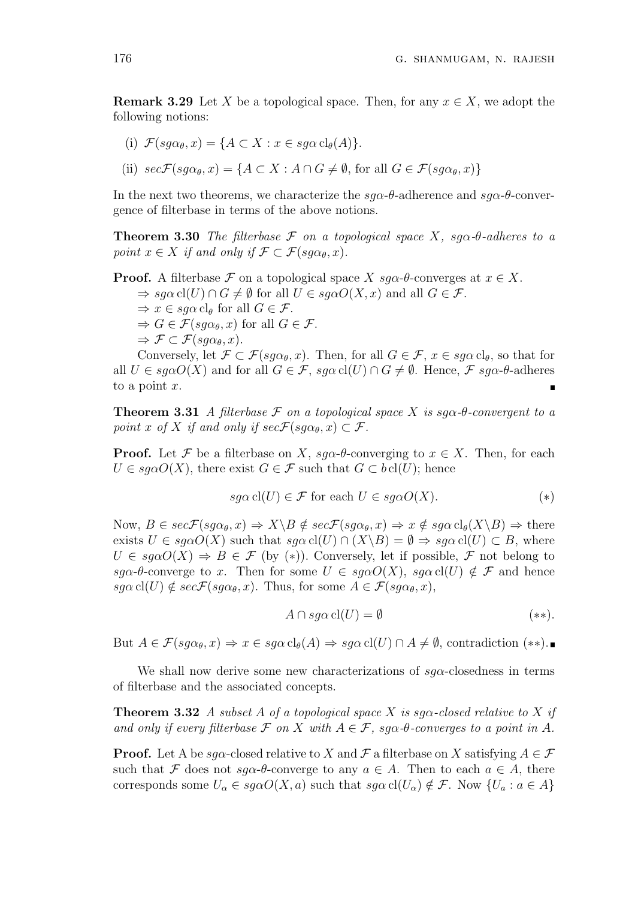**Remark 3.29** Let $X$ be a topological space. Then, for any $x \in X$, we adopt the following notions:

(i) $\mathcal{F}(sg\alpha_\theta, x) = \{A \subset X : x \in sg\alpha\,\mathrm{cl}_\theta(A)\}$.

(ii) $sec\mathcal{F}(sg\alpha_\theta, x) = \{A \subset X : A \cap G \neq \emptyset$, for all $G \in \mathcal{F}(sg\alpha_\theta, x)\}$

In the next two theorems, we characterize the $sg\alpha$-$\theta$-adherence and $sg\alpha$-$\theta$-convergence of filterbase in terms of the above notions.

**Theorem 3.30** *The filterbase $\mathcal{F}$ on a topological space $X$, $sg\alpha$-$\theta$-adheres to a point $x \in X$ if and only if $\mathcal{F} \subset \mathcal{F}(sg\alpha_\theta, x)$.*

**Proof.** A filterbase $\mathcal{F}$ on a topological space $X$ $sg\alpha$-$\theta$-converges at $x \in X$.
$\Rightarrow sg\alpha\,\mathrm{cl}(U) \cap G \neq \emptyset$ for all $U \in sg\alpha O(X, x)$ and all $G \in \mathcal{F}$.
$\Rightarrow x \in sg\alpha\,\mathrm{cl}_\theta$ for all $G \in \mathcal{F}$.
$\Rightarrow G \in \mathcal{F}(sg\alpha_\theta, x)$ for all $G \in \mathcal{F}$.
$\Rightarrow \mathcal{F} \subset \mathcal{F}(sg\alpha_\theta, x)$.

Conversely, let $\mathcal{F} \subset \mathcal{F}(sg\alpha_\theta, x)$. Then, for all $G \in \mathcal{F}$, $x \in sg\alpha\,\mathrm{cl}_\theta$, so that for all $U \in sg\alpha O(X)$ and for all $G \in \mathcal{F}$, $sg\alpha\,\mathrm{cl}(U) \cap G \neq \emptyset$. Hence, $\mathcal{F}$ $sg\alpha$-$\theta$-adheres to a point $x$. ∎

**Theorem 3.31** *A filterbase $\mathcal{F}$ on a topological space $X$ is $sg\alpha$-$\theta$-convergent to a point $x$ of $X$ if and only if $sec\mathcal{F}(sg\alpha_\theta, x) \subset \mathcal{F}$.*

**Proof.** Let $\mathcal{F}$ be a filterbase on $X$, $sg\alpha$-$\theta$-converging to $x \in X$. Then, for each $U \in sg\alpha O(X)$, there exist $G \in \mathcal{F}$ such that $G \subset b\,\mathrm{cl}(U)$; hence

$$sg\alpha\,\mathrm{cl}(U) \in \mathcal{F} \text{ for each } U \in sg\alpha O(X). \qquad (*)$$

Now, $B \in sec\mathcal{F}(sg\alpha_\theta, x) \Rightarrow X \backslash B \notin sec\mathcal{F}(sg\alpha_\theta, x) \Rightarrow x \notin sg\alpha\,\mathrm{cl}_\theta(X \backslash B) \Rightarrow$ there exists $U \in sg\alpha O(X)$ such that $sg\alpha\,\mathrm{cl}(U) \cap (X \backslash B) = \emptyset \Rightarrow sg\alpha\,\mathrm{cl}(U) \subset B$, where $U \in sg\alpha O(X) \Rightarrow B \in \mathcal{F}$ (by $(*)$). Conversely, let if possible, $\mathcal{F}$ not belong to $sg\alpha$-$\theta$-converge to $x$. Then for some $U \in sg\alpha O(X)$, $sg\alpha\,\mathrm{cl}(U) \notin \mathcal{F}$ and hence $sg\alpha\,\mathrm{cl}(U) \notin sec\mathcal{F}(sg\alpha_\theta, x)$. Thus, for some $A \in \mathcal{F}(sg\alpha_\theta, x)$,

$$A \cap sg\alpha\,\mathrm{cl}(U) = \emptyset \qquad (**).$$

But $A \in \mathcal{F}(sg\alpha_\theta, x) \Rightarrow x \in sg\alpha\,\mathrm{cl}_\theta(A) \Rightarrow sg\alpha\,\mathrm{cl}(U) \cap A \neq \emptyset$, contradiction $(**)$. ∎

We shall now derive some new characterizations of $sg\alpha$-closedness in terms of filterbase and the associated concepts.

**Theorem 3.32** *A subset $A$ of a topological space $X$ is $sg\alpha$-closed relative to $X$ if and only if every filterbase $\mathcal{F}$ on $X$ with $A \in \mathcal{F}$, $sg\alpha$-$\theta$-converges to a point in $A$.*

**Proof.** Let A be $sg\alpha$-closed relative to $X$ and $\mathcal{F}$ a filterbase on $X$ satisfying $A \in \mathcal{F}$ such that $\mathcal{F}$ does not $sg\alpha$-$\theta$-converge to any $a \in A$. Then to each $a \in A$, there corresponds some $U_\alpha \in sg\alpha O(X, a)$ such that $sg\alpha\,\mathrm{cl}(U_\alpha) \notin \mathcal{F}$. Now $\{U_a : a \in A\}$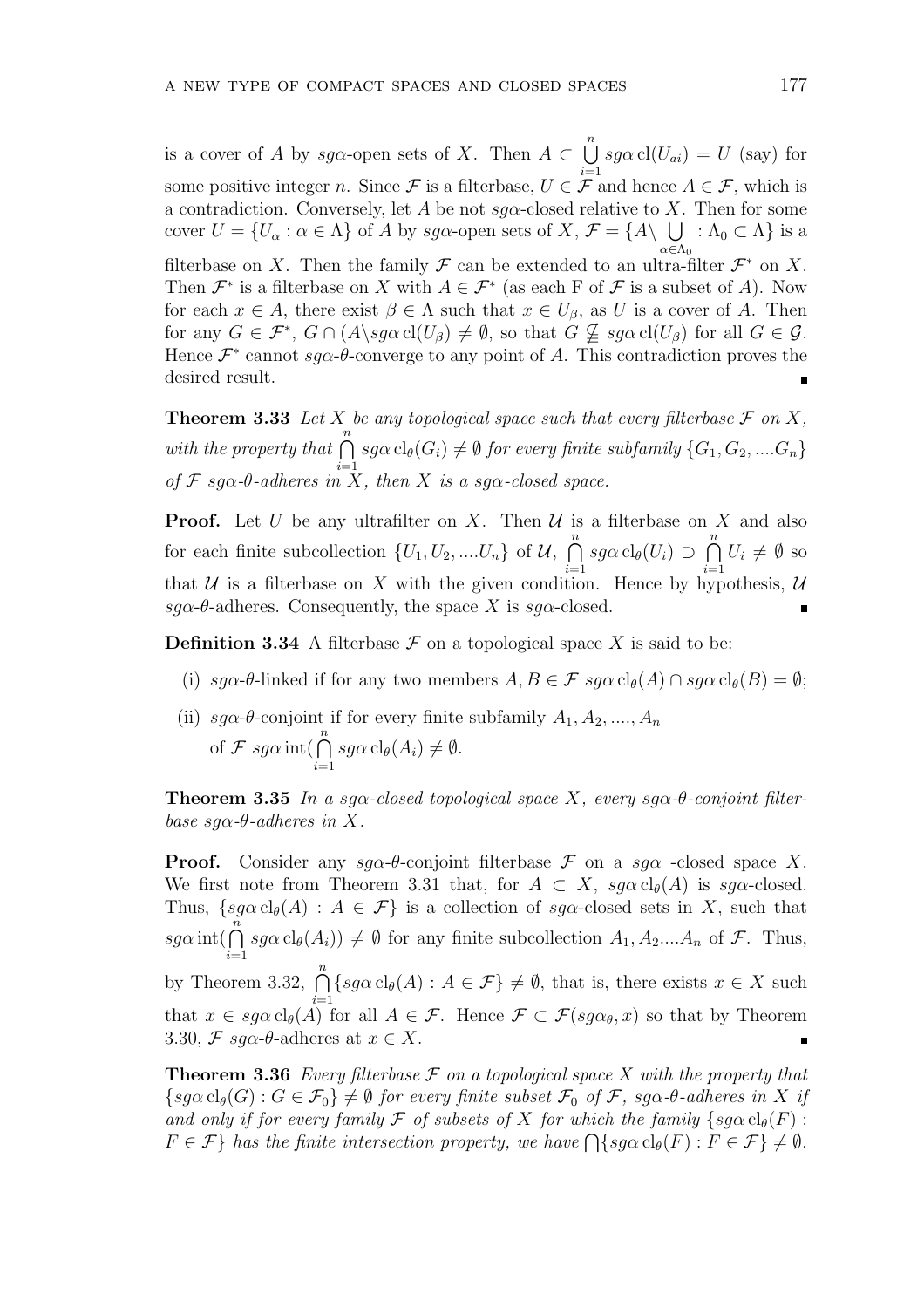is a cover of $A$ by $sg\alpha$-open sets of $X$. Then $A \subset \bigcup_{i=1}^{n} sg\alpha\,\mathrm{cl}(U_{ai}) = U$ (say) for some positive integer $n$. Since $\mathcal{F}$ is a filterbase, $U \in \mathcal{F}$ and hence $A \in \mathcal{F}$, which is a contradiction. Conversely, let $A$ be not $sg\alpha$-closed relative to $X$. Then for some cover $U = \{U_\alpha : \alpha \in \Lambda\}$ of $A$ by $sg\alpha$-open sets of $X$, $\mathcal{F} = \{A \setminus \bigcup_{\alpha \in \Lambda_0} : \Lambda_0 \subset \Lambda\}$ is a filterbase on $X$. Then the family $\mathcal{F}$ can be extended to an ultra-filter $\mathcal{F}^*$ on $X$. Then $\mathcal{F}^*$ is a filterbase on $X$ with $A \in \mathcal{F}^*$ (as each F of $\mathcal{F}$ is a subset of $A$). Now for each $x \in A$, there exist $\beta \in \Lambda$ such that $x \in U_\beta$, as $U$ is a cover of $A$. Then for any $G \in \mathcal{F}^*$, $G \cap (A \setminus sg\alpha\,\mathrm{cl}(U_\beta) \neq \emptyset$, so that $G \subsetneqq sg\alpha\,\mathrm{cl}(U_\beta)$ for all $G \in \mathcal{G}$. Hence $\mathcal{F}^*$ cannot $sg\alpha$-$\theta$-converge to any point of $A$. This contradiction proves the desired result. ∎

**Theorem 3.33** *Let $X$ be any topological space such that every filterbase $\mathcal{F}$ on $X$, with the property that $\bigcap_{i=1}^{n} sg\alpha\,\mathrm{cl}_\theta(G_i) \neq \emptyset$ for every finite subfamily $\{G_1, G_2, ....G_n\}$ of $\mathcal{F}$ $sg\alpha$-$\theta$-adheres in $X$, then $X$ is a $sg\alpha$-closed space.*

**Proof.** Let $U$ be any ultrafilter on $X$. Then $\mathcal{U}$ is a filterbase on $X$ and also for each finite subcollection $\{U_1, U_2, ....U_n\}$ of $\mathcal{U}$, $\bigcap_{i=1}^{n} sg\alpha\,\mathrm{cl}_\theta(U_i) \supset \bigcap_{i=1}^{n} U_i \neq \emptyset$ so that $\mathcal{U}$ is a filterbase on $X$ with the given condition. Hence by hypothesis, $\mathcal{U}$ $sg\alpha$-$\theta$-adheres. Consequently, the space $X$ is $sg\alpha$-closed. ∎

**Definition 3.34** A filterbase $\mathcal{F}$ on a topological space $X$ is said to be:

(i) $sg\alpha$-$\theta$-linked if for any two members $A, B \in \mathcal{F}$ $sg\alpha\,\mathrm{cl}_\theta(A) \cap sg\alpha\,\mathrm{cl}_\theta(B) = \emptyset$;

(ii) $sg\alpha$-$\theta$-conjoint if for every finite subfamily $A_1, A_2, ...., A_n$ of $\mathcal{F}$ $sg\alpha\,\mathrm{int}(\bigcap_{i=1}^{n} sg\alpha\,\mathrm{cl}_\theta(A_i) \neq \emptyset$.

**Theorem 3.35** *In a $sg\alpha$-closed topological space $X$, every $sg\alpha$-$\theta$-conjoint filterbase $sg\alpha$-$\theta$-adheres in $X$.*

**Proof.** Consider any $sg\alpha$-$\theta$-conjoint filterbase $\mathcal{F}$ on a $sg\alpha$ -closed space $X$. We first note from Theorem 3.31 that, for $A \subset X$, $sg\alpha\,\mathrm{cl}_\theta(A)$ is $sg\alpha$-closed. Thus, $\{sg\alpha\,\mathrm{cl}_\theta(A) : A \in \mathcal{F}\}$ is a collection of $sg\alpha$-closed sets in $X$, such that $sg\alpha\,\mathrm{int}(\bigcap_{i=1}^{n} sg\alpha\,\mathrm{cl}_\theta(A_i)) \neq \emptyset$ for any finite subcollection $A_1, A_2....A_n$ of $\mathcal{F}$. Thus, by Theorem 3.32, $\bigcap_{i=1}^{n}\{sg\alpha\,\mathrm{cl}_\theta(A) : A \in \mathcal{F}\} \neq \emptyset$, that is, there exists $x \in X$ such that $x \in sg\alpha\,\mathrm{cl}_\theta(A)$ for all $A \in \mathcal{F}$. Hence $\mathcal{F} \subset \mathcal{F}(sg\alpha_\theta, x)$ so that by Theorem 3.30, $\mathcal{F}$ $sg\alpha$-$\theta$-adheres at $x \in X$. ∎

**Theorem 3.36** *Every filterbase $\mathcal{F}$ on a topological space $X$ with the property that $\{sg\alpha\,\mathrm{cl}_\theta(G) : G \in \mathcal{F}_0\} \neq \emptyset$ for every finite subset $\mathcal{F}_0$ of $\mathcal{F}$, $sg\alpha$-$\theta$-adheres in $X$ if and only if for every family $\mathcal{F}$ of subsets of $X$ for which the family $\{sg\alpha\,\mathrm{cl}_\theta(F) : F \in \mathcal{F}\}$ has the finite intersection property, we have $\bigcap\{sg\alpha\,\mathrm{cl}_\theta(F) : F \in \mathcal{F}\} \neq \emptyset$.*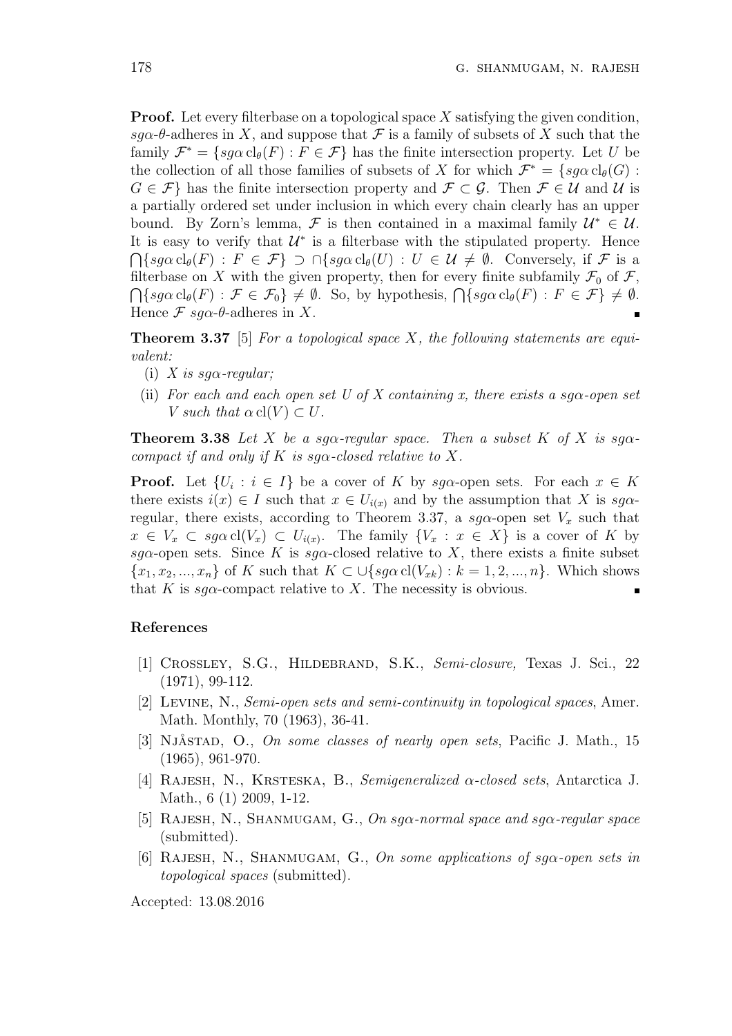**Proof.** Let every filterbase on a topological space $X$ satisfying the given condition, $sg\alpha$-$\theta$-adheres in $X$, and suppose that $\mathcal{F}$ is a family of subsets of $X$ such that the family $\mathcal{F}^* = \{sg\alpha\operatorname{cl}_\theta(F) : F \in \mathcal{F}\}$ has the finite intersection property. Let $U$ be the collection of all those families of subsets of $X$ for which $\mathcal{F}^* = \{sg\alpha\operatorname{cl}_\theta(G) : G \in \mathcal{F}\}$ has the finite intersection property and $\mathcal{F} \subset \mathcal{G}$. Then $\mathcal{F} \in \mathcal{U}$ and $\mathcal{U}$ is a partially ordered set under inclusion in which every chain clearly has an upper bound. By Zorn's lemma, $\mathcal{F}$ is then contained in a maximal family $\mathcal{U}^* \in \mathcal{U}$. It is easy to verify that $\mathcal{U}^*$ is a filterbase with the stipulated property. Hence $\bigcap\{sg\alpha\operatorname{cl}_\theta(F) : F \in \mathcal{F}\} \supset \cap\{sg\alpha\operatorname{cl}_\theta(U) : U \in \mathcal{U} \neq \emptyset$. Conversely, if $\mathcal{F}$ is a filterbase on $X$ with the given property, then for every finite subfamily $\mathcal{F}_0$ of $\mathcal{F}$, $\bigcap\{sg\alpha\operatorname{cl}_\theta(F) : \mathcal{F} \in \mathcal{F}_0\} \neq \emptyset$. So, by hypothesis, $\bigcap\{sg\alpha\operatorname{cl}_\theta(F) : F \in \mathcal{F}\} \neq \emptyset$. Hence $\mathcal{F}$ $sg\alpha$-$\theta$-adheres in $X$. ∎

**Theorem 3.37** [5] *For a topological space $X$, the following statements are equivalent:*

- (i) *$X$ is $sg\alpha$-regular;*
- (ii) *For each and each open set $U$ of $X$ containing $x$, there exists a $sg\alpha$-open set $V$ such that $\alpha\operatorname{cl}(V) \subset U$.*

**Theorem 3.38** *Let $X$ be a $sg\alpha$-regular space. Then a subset $K$ of $X$ is $sg\alpha$-compact if and only if $K$ is $sg\alpha$-closed relative to $X$.*

**Proof.** Let $\{U_i : i \in I\}$ be a cover of $K$ by $sg\alpha$-open sets. For each $x \in K$ there exists $i(x) \in I$ such that $x \in U_{i(x)}$ and by the assumption that $X$ is $sg\alpha$-regular, there exists, according to Theorem 3.37, a $sg\alpha$-open set $V_x$ such that $x \in V_x \subset sg\alpha\operatorname{cl}(V_x) \subset U_{i(x)}$. The family $\{V_x : x \in X\}$ is a cover of $K$ by $sg\alpha$-open sets. Since $K$ is $sg\alpha$-closed relative to $X$, there exists a finite subset $\{x_1, x_2, ..., x_n\}$ of $K$ such that $K \subset \cup\{sg\alpha\operatorname{cl}(V_{xk}) : k = 1, 2, ..., n\}$. Which shows that $K$ is $sg\alpha$-compact relative to $X$. The necessity is obvious. ∎

## References

[1] Crossley, S.G., Hildebrand, S.K., *Semi-closure,* Texas J. Sci., 22 (1971), 99-112.

[2] Levine, N., *Semi-open sets and semi-continuity in topological spaces*, Amer. Math. Monthly, 70 (1963), 36-41.

[3] Njåstad, O., *On some classes of nearly open sets*, Pacific J. Math., 15 (1965), 961-970.

[4] Rajesh, N., Krsteska, B., *Semigeneralized $\alpha$-closed sets*, Antarctica J. Math., 6 (1) 2009, 1-12.

[5] Rajesh, N., Shanmugam, G., *On $sg\alpha$-normal space and $sg\alpha$-regular space* (submitted).

[6] Rajesh, N., Shanmugam, G., *On some applications of $sg\alpha$-open sets in topological spaces* (submitted).

Accepted: 13.08.2016